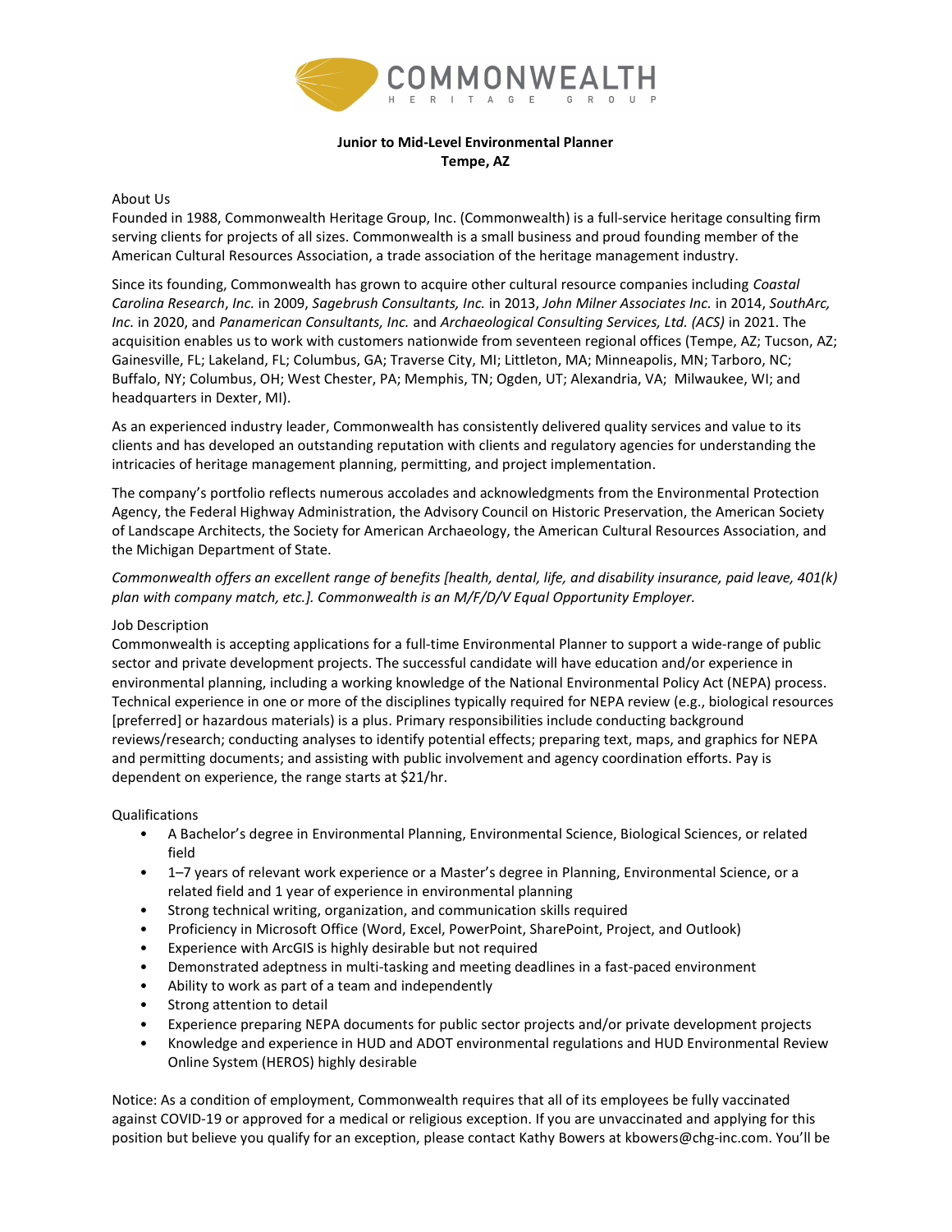# Junior to Mid-Level Environmental Planner
**Tempe, AZ**

About Us

Founded in 1988, Commonwealth Heritage Group, Inc. (Commonwealth) is a full-service heritage consulting firm serving clients for projects of all sizes. Commonwealth is a small business and proud founding member of the American Cultural Resources Association, a trade association of the heritage management industry.

Since its founding, Commonwealth has grown to acquire other cultural resource companies including *Coastal Carolina Research*, *Inc.* in 2009, *Sagebrush Consultants, Inc.* in 2013, *John Milner Associates Inc.* in 2014, *SouthArc, Inc.* in 2020, and *Panamerican Consultants, Inc.* and *Archaeological Consulting Services, Ltd. (ACS)* in 2021. The acquisition enables us to work with customers nationwide from seventeen regional offices (Tempe, AZ; Tucson, AZ; Gainesville, FL; Lakeland, FL; Columbus, GA; Traverse City, MI; Littleton, MA; Minneapolis, MN; Tarboro, NC; Buffalo, NY; Columbus, OH; West Chester, PA; Memphis, TN; Ogden, UT; Alexandria, VA; Milwaukee, WI; and headquarters in Dexter, MI).

As an experienced industry leader, Commonwealth has consistently delivered quality services and value to its clients and has developed an outstanding reputation with clients and regulatory agencies for understanding the intricacies of heritage management planning, permitting, and project implementation.

The company's portfolio reflects numerous accolades and acknowledgments from the Environmental Protection Agency, the Federal Highway Administration, the Advisory Council on Historic Preservation, the American Society of Landscape Architects, the Society for American Archaeology, the American Cultural Resources Association, and the Michigan Department of State.

*Commonwealth offers an excellent range of benefits [health, dental, life, and disability insurance, paid leave, 401(k) plan with company match, etc.]. Commonwealth is an M/F/D/V Equal Opportunity Employer.*

Job Description

Commonwealth is accepting applications for a full-time Environmental Planner to support a wide-range of public sector and private development projects. The successful candidate will have education and/or experience in environmental planning, including a working knowledge of the National Environmental Policy Act (NEPA) process. Technical experience in one or more of the disciplines typically required for NEPA review (e.g., biological resources [preferred] or hazardous materials) is a plus. Primary responsibilities include conducting background reviews/research; conducting analyses to identify potential effects; preparing text, maps, and graphics for NEPA and permitting documents; and assisting with public involvement and agency coordination efforts. Pay is dependent on experience, the range starts at $21/hr.

Qualifications

- A Bachelor's degree in Environmental Planning, Environmental Science, Biological Sciences, or related field
- 1–7 years of relevant work experience or a Master's degree in Planning, Environmental Science, or a related field and 1 year of experience in environmental planning
- Strong technical writing, organization, and communication skills required
- Proficiency in Microsoft Office (Word, Excel, PowerPoint, SharePoint, Project, and Outlook)
- Experience with ArcGIS is highly desirable but not required
- Demonstrated adeptness in multi-tasking and meeting deadlines in a fast-paced environment
- Ability to work as part of a team and independently
- Strong attention to detail
- Experience preparing NEPA documents for public sector projects and/or private development projects
- Knowledge and experience in HUD and ADOT environmental regulations and HUD Environmental Review Online System (HEROS) highly desirable

Notice: As a condition of employment, Commonwealth requires that all of its employees be fully vaccinated against COVID-19 or approved for a medical or religious exception. If you are unvaccinated and applying for this position but believe you qualify for an exception, please contact Kathy Bowers at kbowers@chg-inc.com. You'll be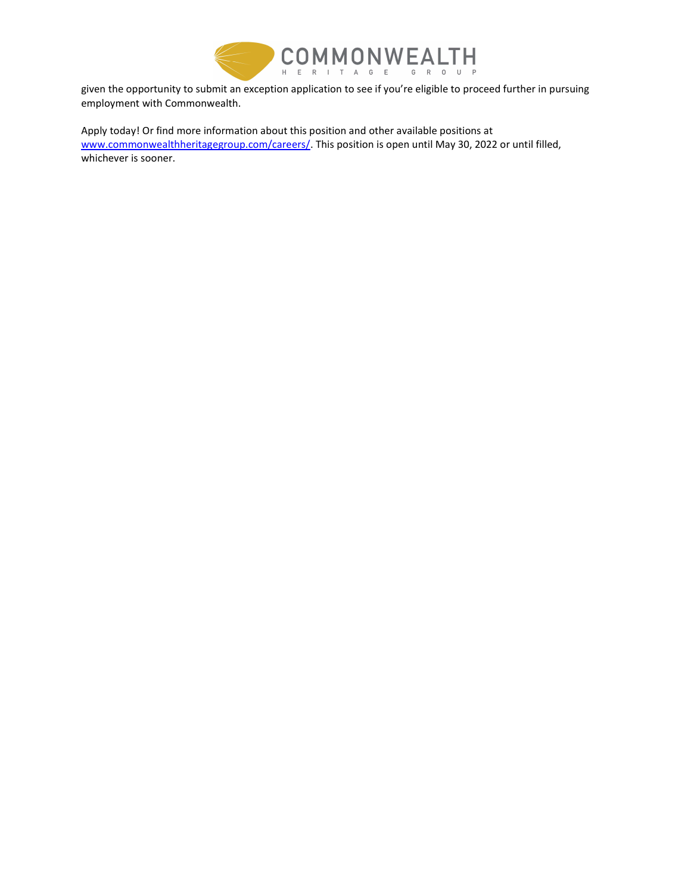given the opportunity to submit an exception application to see if you're eligible to proceed further in pursuing employment with Commonwealth.

Apply today! Or find more information about this position and other available positions at [www.commonwealthheritagegroup.com/careers/](www.commonwealthheritagegroup.com/careers/). This position is open until May 30, 2022 or until filled, whichever is sooner.